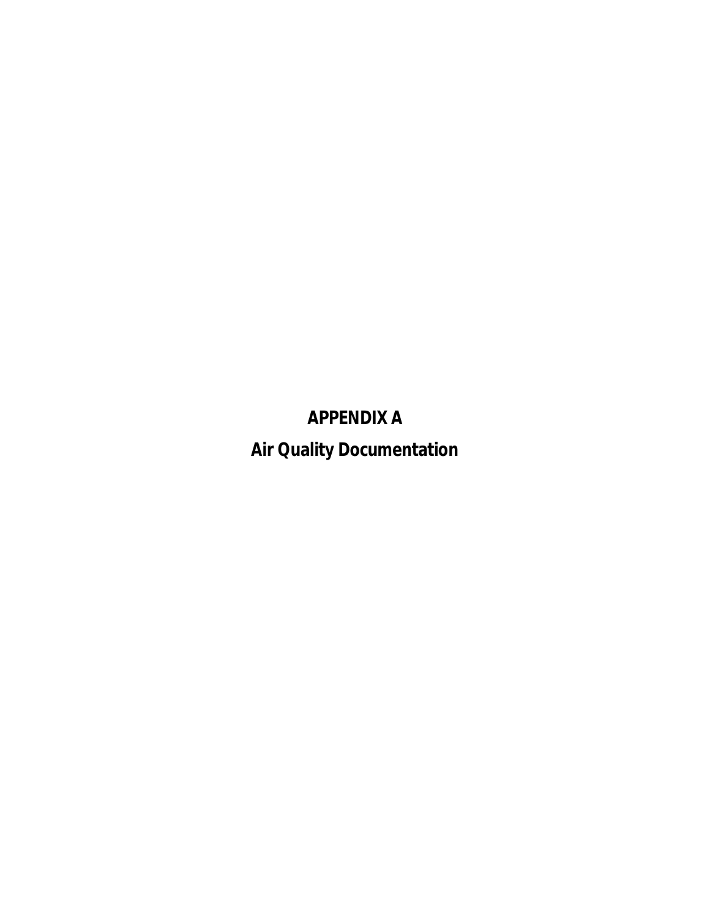# APPENDIX A

# Air Quality Documentation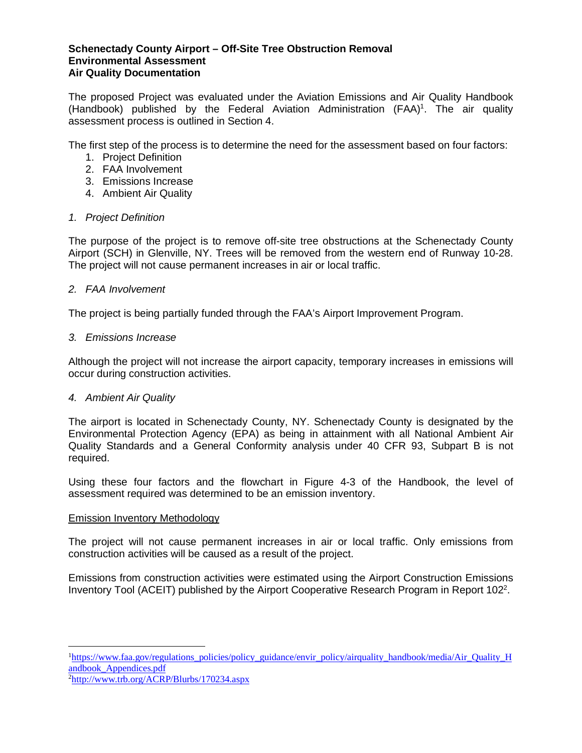**Schenectady County Airport – Off-Site Tree Obstruction Removal**
**Environmental Assessment**
**Air Quality Documentation**

The proposed Project was evaluated under the Aviation Emissions and Air Quality Handbook (Handbook) published by the Federal Aviation Administration (FAA)[1]. The air quality assessment process is outlined in Section 4.

The first step of the process is to determine the need for the assessment based on four factors:

1. Project Definition
2. FAA Involvement
3. Emissions Increase
4. Ambient Air Quality

*1. Project Definition*

The purpose of the project is to remove off-site tree obstructions at the Schenectady County Airport (SCH) in Glenville, NY. Trees will be removed from the western end of Runway 10-28. The project will not cause permanent increases in air or local traffic.

*2. FAA Involvement*

The project is being partially funded through the FAA's Airport Improvement Program.

*3. Emissions Increase*

Although the project will not increase the airport capacity, temporary increases in emissions will occur during construction activities.

*4. Ambient Air Quality*

The airport is located in Schenectady County, NY. Schenectady County is designated by the Environmental Protection Agency (EPA) as being in attainment with all National Ambient Air Quality Standards and a General Conformity analysis under 40 CFR 93, Subpart B is not required.

Using these four factors and the flowchart in Figure 4-3 of the Handbook, the level of assessment required was determined to be an emission inventory.

<u>Emission Inventory Methodology</u>

The project will not cause permanent increases in air or local traffic. Only emissions from construction activities will be caused as a result of the project.

Emissions from construction activities were estimated using the Airport Construction Emissions Inventory Tool (ACEIT) published by the Airport Cooperative Research Program in Report 102[2].

---

[1] https://www.faa.gov/regulations_policies/policy_guidance/envir_policy/airquality_handbook/media/Air_Quality_Handbook_Appendices.pdf

[2] http://www.trb.org/ACRP/Blurbs/170234.aspx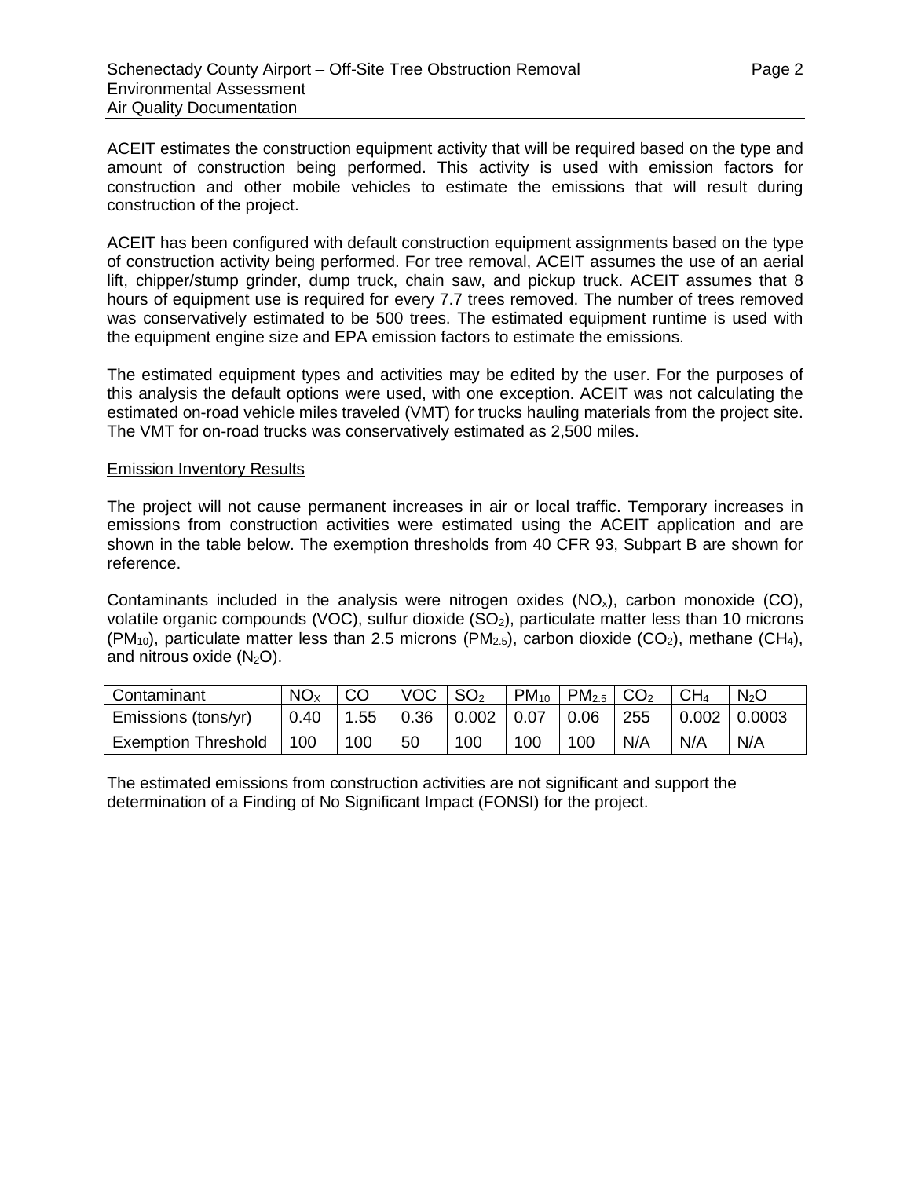ACEIT estimates the construction equipment activity that will be required based on the type and amount of construction being performed. This activity is used with emission factors for construction and other mobile vehicles to estimate the emissions that will result during construction of the project.

ACEIT has been configured with default construction equipment assignments based on the type of construction activity being performed. For tree removal, ACEIT assumes the use of an aerial lift, chipper/stump grinder, dump truck, chain saw, and pickup truck. ACEIT assumes that 8 hours of equipment use is required for every 7.7 trees removed. The number of trees removed was conservatively estimated to be 500 trees. The estimated equipment runtime is used with the equipment engine size and EPA emission factors to estimate the emissions.

The estimated equipment types and activities may be edited by the user. For the purposes of this analysis the default options were used, with one exception. ACEIT was not calculating the estimated on-road vehicle miles traveled (VMT) for trucks hauling materials from the project site. The VMT for on-road trucks was conservatively estimated as 2,500 miles.

Emission Inventory Results

The project will not cause permanent increases in air or local traffic. Temporary increases in emissions from construction activities were estimated using the ACEIT application and are shown in the table below. The exemption thresholds from 40 CFR 93, Subpart B are shown for reference.

Contaminants included in the analysis were nitrogen oxides ($NO_x$), carbon monoxide (CO), volatile organic compounds (VOC), sulfur dioxide ($SO_2$), particulate matter less than 10 microns ($PM_{10}$), particulate matter less than 2.5 microns ($PM_{2.5}$), carbon dioxide ($CO_2$), methane ($CH_4$), and nitrous oxide ($N_2O$).

| Contaminant | $NO_X$ | CO | VOC | $SO_2$ | $PM_{10}$ | $PM_{2.5}$ | $CO_2$ | $CH_4$ | $N_2O$ |
|---|---|---|---|---|---|---|---|---|---|
| Emissions (tons/yr) | 0.40 | 1.55 | 0.36 | 0.002 | 0.07 | 0.06 | 255 | 0.002 | 0.0003 |
| Exemption Threshold | 100 | 100 | 50 | 100 | 100 | 100 | N/A | N/A | N/A |

The estimated emissions from construction activities are not significant and support the determination of a Finding of No Significant Impact (FONSI) for the project.